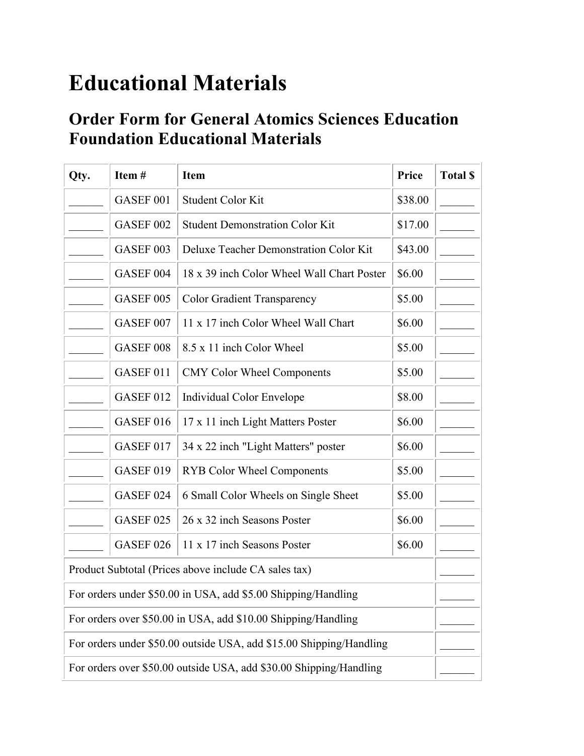# Educational Materials

## Order Form for General Atomics Sciences Education Foundation Educational Materials

| Qty. | Item # | Item | Price | Total $ |
|---|---|---|---|---|
| ______ | GASEF 001 | Student Color Kit | $38.00 | ______ |
| ______ | GASEF 002 | Student Demonstration Color Kit | $17.00 | ______ |
| ______ | GASEF 003 | Deluxe Teacher Demonstration Color Kit | $43.00 | ______ |
| ______ | GASEF 004 | 18 x 39 inch Color Wheel Wall Chart Poster | $6.00 | ______ |
| ______ | GASEF 005 | Color Gradient Transparency | $5.00 | ______ |
| ______ | GASEF 007 | 11 x 17 inch Color Wheel Wall Chart | $6.00 | ______ |
| ______ | GASEF 008 | 8.5 x 11 inch Color Wheel | $5.00 | ______ |
| ______ | GASEF 011 | CMY Color Wheel Components | $5.00 | ______ |
| ______ | GASEF 012 | Individual Color Envelope | $8.00 | ______ |
| ______ | GASEF 016 | 17 x 11 inch Light Matters Poster | $6.00 | ______ |
| ______ | GASEF 017 | 34 x 22 inch "Light Matters" poster | $6.00 | ______ |
| ______ | GASEF 019 | RYB Color Wheel Components | $5.00 | ______ |
| ______ | GASEF 024 | 6 Small Color Wheels on Single Sheet | $5.00 | ______ |
| ______ | GASEF 025 | 26 x 32 inch Seasons Poster | $6.00 | ______ |
| ______ | GASEF 026 | 11 x 17 inch Seasons Poster | $6.00 | ______ |
| Product Subtotal (Prices above include CA sales tax) | | | | ______ |
| For orders under $50.00 in USA, add $5.00 Shipping/Handling | | | | ______ |
| For orders over $50.00 in USA, add $10.00 Shipping/Handling | | | | ______ |
| For orders under $50.00 outside USA, add $15.00 Shipping/Handling | | | | ______ |
| For orders over $50.00 outside USA, add $30.00 Shipping/Handling | | | | ______ |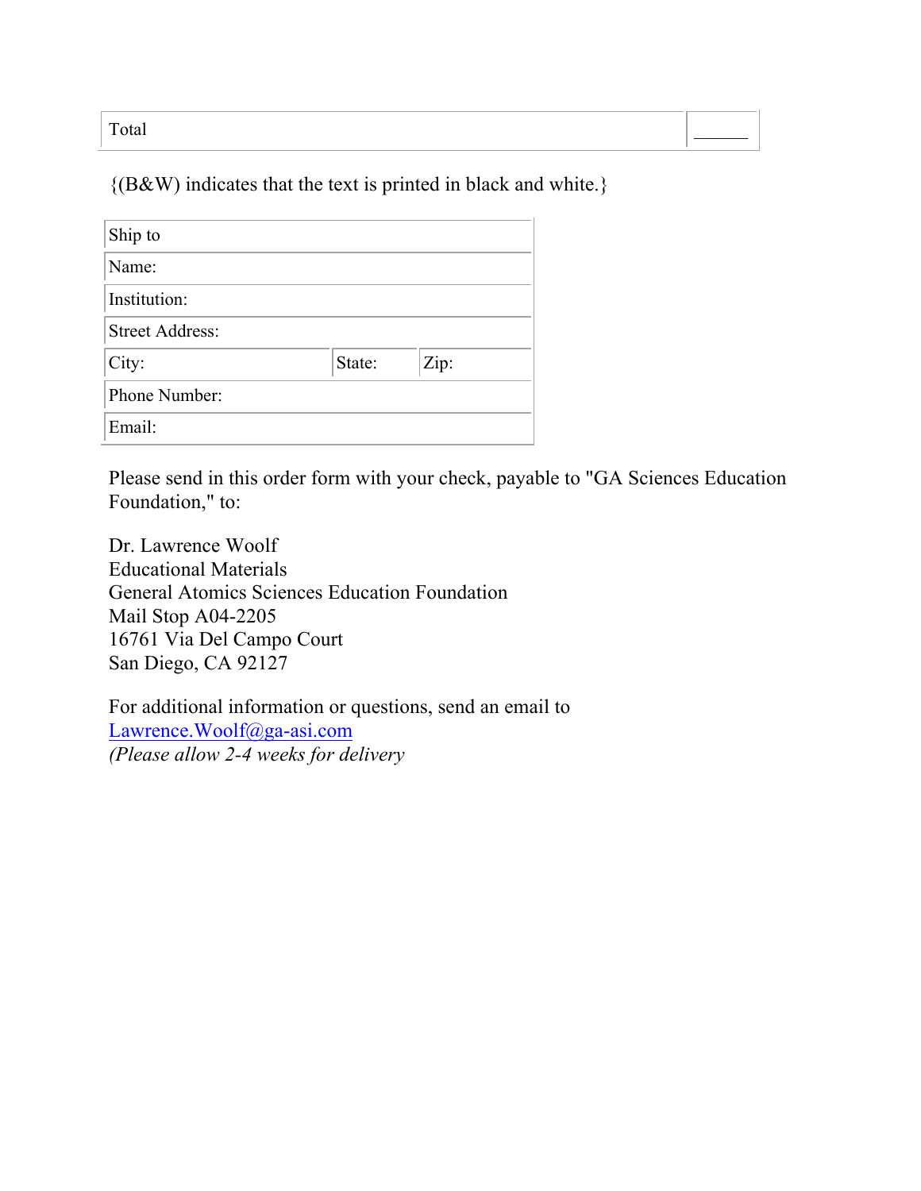| | |
|---|---|
| Total | ______ |

{(B&W) indicates that the text is printed in black and white.}

| | | |
|---|---|---|
| Ship to | | |
| Name: | | |
| Institution: | | |
| Street Address: | | |
| City: | State: | Zip: |
| Phone Number: | | |
| Email: | | |

Please send in this order form with your check, payable to "GA Sciences Education Foundation," to:

Dr. Lawrence Woolf
Educational Materials
General Atomics Sciences Education Foundation
Mail Stop A04-2205
16761 Via Del Campo Court
San Diego, CA 92127

For additional information or questions, send an email to
Lawrence.Woolf@ga-asi.com
*(Please allow 2-4 weeks for delivery*